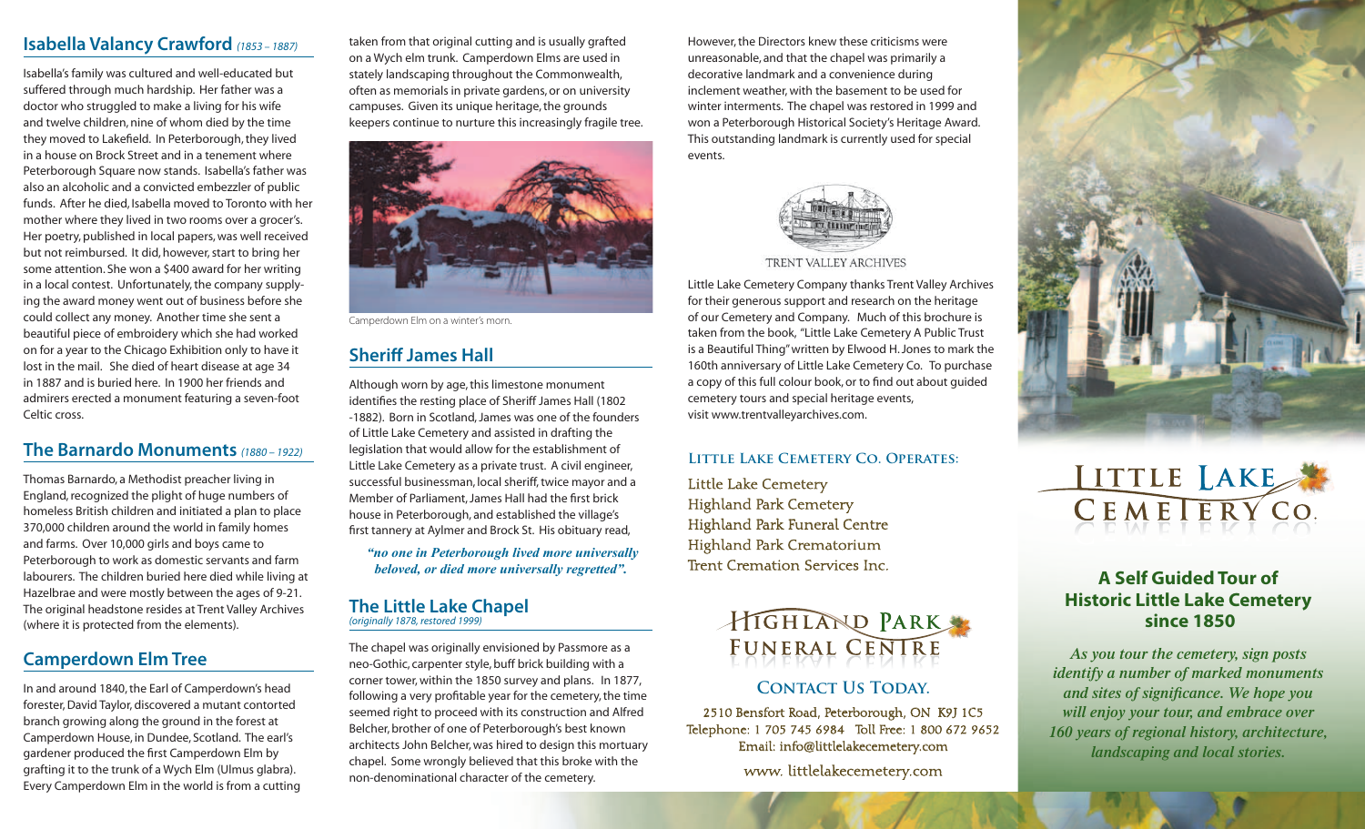## Isabella Valancy Crawford *(1853 – 1887)*

Isabella's family was cultured and well-educated but suffered through much hardship. Her father was a doctor who struggled to make a living for his wife and twelve children, nine of whom died by the time they moved to Lakefield. In Peterborough, they lived in a house on Brock Street and in a tenement where Peterborough Square now stands. Isabella's father was also an alcoholic and a convicted embezzler of public funds. After he died, Isabella moved to Toronto with her mother where they lived in two rooms over a grocer's. Her poetry, published in local papers, was well received but not reimbursed. It did, however, start to bring her some attention. She won a $400 award for her writing in a local contest. Unfortunately, the company supplying the award money went out of business before she could collect any money. Another time she sent a beautiful piece of embroidery which she had worked on for a year to the Chicago Exhibition only to have it lost in the mail. She died of heart disease at age 34 in 1887 and is buried here. In 1900 her friends and admirers erected a monument featuring a seven-foot Celtic cross.

## The Barnardo Monuments *(1880 – 1922)*

Thomas Barnardo, a Methodist preacher living in England, recognized the plight of huge numbers of homeless British children and initiated a plan to place 370,000 children around the world in family homes and farms. Over 10,000 girls and boys came to Peterborough to work as domestic servants and farm labourers. The children buried here died while living at Hazelbrae and were mostly between the ages of 9-21. The original headstone resides at Trent Valley Archives (where it is protected from the elements).

## Camperdown Elm Tree

In and around 1840, the Earl of Camperdown's head forester, David Taylor, discovered a mutant contorted branch growing along the ground in the forest at Camperdown House, in Dundee, Scotland. The earl's gardener produced the first Camperdown Elm by grafting it to the trunk of a Wych Elm (Ulmus glabra). Every Camperdown Elm in the world is from a cutting taken from that original cutting and is usually grafted on a Wych elm trunk. Camperdown Elms are used in stately landscaping throughout the Commonwealth, often as memorials in private gardens, or on university campuses. Given its unique heritage, the grounds keepers continue to nurture this increasingly fragile tree.

Camperdown Elm on a winter's morn.

## Sheriff James Hall

Although worn by age, this limestone monument identifies the resting place of Sheriff James Hall (1802 -1882). Born in Scotland, James was one of the founders of Little Lake Cemetery and assisted in drafting the legislation that would allow for the establishment of Little Lake Cemetery as a private trust. A civil engineer, successful businessman, local sheriff, twice mayor and a Member of Parliament, James Hall had the first brick house in Peterborough, and established the village's first tannery at Aylmer and Brock St. His obituary read,

> ***"no one in Peterborough lived more universally beloved, or died more universally regretted".***

## The Little Lake Chapel
*(originally 1878, restored 1999)*

The chapel was originally envisioned by Passmore as a neo-Gothic, carpenter style, buff brick building with a corner tower, within the 1850 survey and plans. In 1877, following a very profitable year for the cemetery, the time seemed right to proceed with its construction and Alfred Belcher, brother of one of Peterborough's best known architects John Belcher, was hired to design this mortuary chapel. Some wrongly believed that this broke with the non-denominational character of the cemetery.

However, the Directors knew these criticisms were unreasonable, and that the chapel was primarily a decorative landmark and a convenience during inclement weather, with the basement to be used for winter interments. The chapel was restored in 1999 and won a Peterborough Historical Society's Heritage Award. This outstanding landmark is currently used for special events.

TRENT VALLEY ARCHIVES

Little Lake Cemetery Company thanks Trent Valley Archives for their generous support and research on the heritage of our Cemetery and Company. Much of this brochure is taken from the book, "Little Lake Cemetery A Public Trust is a Beautiful Thing" written by Elwood H. Jones to mark the 160th anniversary of Little Lake Cemetery Co. To purchase a copy of this full colour book, or to find out about guided cemetery tours and special heritage events, visit www.trentvalleyarchives.com.

### Little Lake Cemetery Co. Operates:

Little Lake Cemetery
Highland Park Cemetery
Highland Park Funeral Centre
Highland Park Crematorium
Trent Cremation Services Inc.

HIGHLAND PARK FUNERAL CENTRE

### Contact Us Today.

2510 Bensfort Road, Peterborough, ON K9J 1C5
Telephone: 1 705 745 6984 Toll Free: 1 800 672 9652
Email: info@littlelakecemetery.com

www. littlelakecemetery.com

LITTLE LAKE CEMETERY CO.

## A Self Guided Tour of Historic Little Lake Cemetery since 1850

*As you tour the cemetery, sign posts identify a number of marked monuments and sites of significance. We hope you will enjoy your tour, and embrace over 160 years of regional history, architecture, landscaping and local stories.*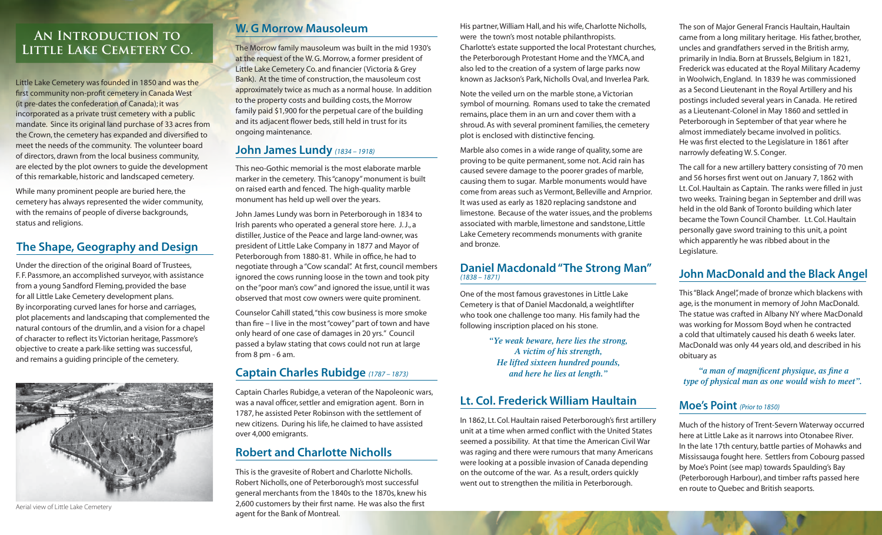# An Introduction to Little Lake Cemetery Co.

Little Lake Cemetery was founded in 1850 and was the first community non-profit cemetery in Canada West (it pre-dates the confederation of Canada); it was incorporated as a private trust cemetery with a public mandate. Since its original land purchase of 33 acres from the Crown, the cemetery has expanded and diversified to meet the needs of the community. The volunteer board of directors, drawn from the local business community, are elected by the plot owners to guide the development of this remarkable, historic and landscaped cemetery.

While many prominent people are buried here, the cemetery has always represented the wider community, with the remains of people of diverse backgrounds, status and religions.

## The Shape, Geography and Design

Under the direction of the original Board of Trustees, F. F. Passmore, an accomplished surveyor, with assistance from a young Sandford Fleming, provided the base for all Little Lake Cemetery development plans. By incorporating curved lanes for horse and carriages, plot placements and landscaping that complemented the natural contours of the drumlin, and a vision for a chapel of character to reflect its Victorian heritage, Passmore's objective to create a park-like setting was successful, and remains a guiding principle of the cemetery.

Aerial view of Little Lake Cemetery

## W. G Morrow Mausoleum

The Morrow family mausoleum was built in the mid 1930's at the request of the W. G. Morrow, a former president of Little Lake Cemetery Co. and financier (Victoria & Grey Bank). At the time of construction, the mausoleum cost approximately twice as much as a normal house. In addition to the property costs and building costs, the Morrow family paid $1,900 for the perpetual care of the building and its adjacent flower beds, still held in trust for its ongoing maintenance.

## John James Lundy *(1834 – 1918)*

This neo-Gothic memorial is the most elaborate marble marker in the cemetery. This "canopy" monument is built on raised earth and fenced. The high-quality marble monument has held up well over the years.

John James Lundy was born in Peterborough in 1834 to Irish parents who operated a general store here. J. J., a distiller, Justice of the Peace and large land-owner, was president of Little Lake Company in 1877 and Mayor of Peterborough from 1880-81. While in office, he had to negotiate through a "Cow scandal". At first, council members ignored the cows running loose in the town and took pity on the "poor man's cow" and ignored the issue, until it was observed that most cow owners were quite prominent.

Counselor Cahill stated, "this cow business is more smoke than fire – I live in the most "cowey" part of town and have only heard of one case of damages in 20 yrs." Council passed a bylaw stating that cows could not run at large from 8 pm - 6 am.

## Captain Charles Rubidge *(1787 – 1873)*

Captain Charles Rubidge, a veteran of the Napoleonic wars, was a naval officer, settler and emigration agent. Born in 1787, he assisted Peter Robinson with the settlement of new citizens. During his life, he claimed to have assisted over 4,000 emigrants.

## Robert and Charlotte Nicholls

This is the gravesite of Robert and Charlotte Nicholls. Robert Nicholls, one of Peterborough's most successful general merchants from the 1840s to the 1870s, knew his 2,600 customers by their first name. He was also the first agent for the Bank of Montreal.

His partner, William Hall, and his wife, Charlotte Nicholls, were the town's most notable philanthropists. Charlotte's estate supported the local Protestant churches, the Peterborough Protestant Home and the YMCA, and also led to the creation of a system of large parks now known as Jackson's Park, Nicholls Oval, and Inverlea Park.

Note the veiled urn on the marble stone, a Victorian symbol of mourning. Romans used to take the cremated remains, place them in an urn and cover them with a shroud. As with several prominent families, the cemetery plot is enclosed with distinctive fencing.

Marble also comes in a wide range of quality, some are proving to be quite permanent, some not. Acid rain has caused severe damage to the poorer grades of marble, causing them to sugar. Marble monuments would have come from areas such as Vermont, Belleville and Arnprior. It was used as early as 1820 replacing sandstone and limestone. Because of the water issues, and the problems associated with marble, limestone and sandstone, Little Lake Cemetery recommends monuments with granite and bronze.

## Daniel Macdonald "The Strong Man" *(1838 – 1871)*

One of the most famous gravestones in Little Lake Cemetery is that of Daniel Macdonald, a weightlifter who took one challenge too many. His family had the following inscription placed on his stone.

> *"Ye weak beware, here lies the strong,*
> *A victim of his strength,*
> *He lifted sixteen hundred pounds,*
> *and here he lies at length."*

## Lt. Col. Frederick William Haultain

In 1862, Lt. Col. Haultain raised Peterborough's first artillery unit at a time when armed conflict with the United States seemed a possibility. At that time the American Civil War was raging and there were rumours that many Americans were looking at a possible invasion of Canada depending on the outcome of the war. As a result, orders quickly went out to strengthen the militia in Peterborough.

The son of Major General Francis Haultain, Haultain came from a long military heritage. His father, brother, uncles and grandfathers served in the British army, primarily in India. Born at Brussels, Belgium in 1821, Frederick was educated at the Royal Military Academy in Woolwich, England. In 1839 he was commissioned as a Second Lieutenant in the Royal Artillery and his postings included several years in Canada. He retired as a Lieutenant-Colonel in May 1860 and settled in Peterborough in September of that year where he almost immediately became involved in politics. He was first elected to the Legislature in 1861 after narrowly defeating W. S. Conger.

The call for a new artillery battery consisting of 70 men and 56 horses first went out on January 7, 1862 with Lt. Col. Haultain as Captain. The ranks were filled in just two weeks. Training began in September and drill was held in the old Bank of Toronto building which later became the Town Council Chamber. Lt. Col. Haultain personally gave sword training to this unit, a point which apparently he was ribbed about in the Legislature.

## John MacDonald and the Black Angel

This "Black Angel", made of bronze which blackens with age, is the monument in memory of John MacDonald. The statue was crafted in Albany NY where MacDonald was working for Mossom Boyd when he contracted a cold that ultimately caused his death 6 weeks later. MacDonald was only 44 years old, and described in his obituary as

> *"a man of magnificent physique, as fine a type of physical man as one would wish to meet".*

## Moe's Point *(Prior to 1850)*

Much of the history of Trent-Severn Waterway occurred here at Little Lake as it narrows into Otonabee River. In the late 17th century, battle parties of Mohawks and Mississauga fought here. Settlers from Cobourg passed by Moe's Point (see map) towards Spaulding's Bay (Peterborough Harbour), and timber rafts passed here en route to Quebec and British seaports.